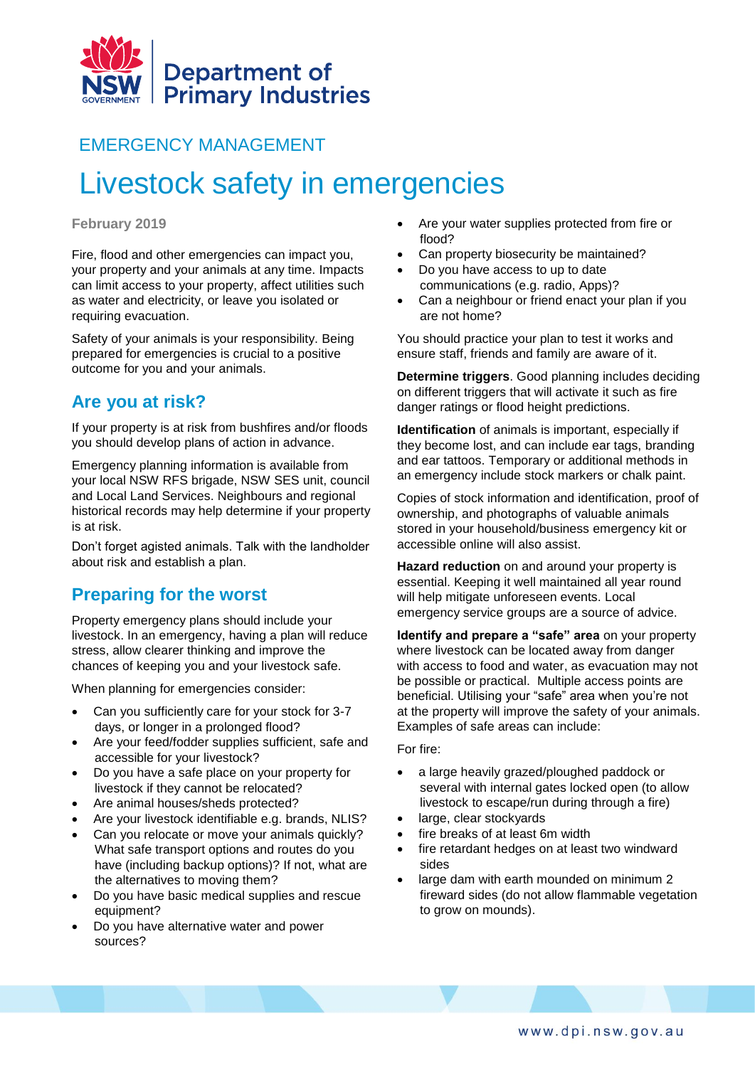Department of Primary Industries

EMERGENCY MANAGEMENT

# Livestock safety in emergencies

**February 2019**

Fire, flood and other emergencies can impact you, your property and your animals at any time. Impacts can limit access to your property, affect utilities such as water and electricity, or leave you isolated or requiring evacuation.

Safety of your animals is your responsibility. Being prepared for emergencies is crucial to a positive outcome for you and your animals.

## Are you at risk?

If your property is at risk from bushfires and/or floods you should develop plans of action in advance.

Emergency planning information is available from your local NSW RFS brigade, NSW SES unit, council and Local Land Services. Neighbours and regional historical records may help determine if your property is at risk.

Don't forget agisted animals. Talk with the landholder about risk and establish a plan.

## Preparing for the worst

Property emergency plans should include your livestock. In an emergency, having a plan will reduce stress, allow clearer thinking and improve the chances of keeping you and your livestock safe.

When planning for emergencies consider:

- Can you sufficiently care for your stock for 3-7 days, or longer in a prolonged flood?
- Are your feed/fodder supplies sufficient, safe and accessible for your livestock?
- Do you have a safe place on your property for livestock if they cannot be relocated?
- Are animal houses/sheds protected?
- Are your livestock identifiable e.g. brands, NLIS?
- Can you relocate or move your animals quickly? What safe transport options and routes do you have (including backup options)? If not, what are the alternatives to moving them?
- Do you have basic medical supplies and rescue equipment?
- Do you have alternative water and power sources?
- Are your water supplies protected from fire or flood?
- Can property biosecurity be maintained?
- Do you have access to up to date communications (e.g. radio, Apps)?
- Can a neighbour or friend enact your plan if you are not home?

You should practice your plan to test it works and ensure staff, friends and family are aware of it.

**Determine triggers**. Good planning includes deciding on different triggers that will activate it such as fire danger ratings or flood height predictions.

**Identification** of animals is important, especially if they become lost, and can include ear tags, branding and ear tattoos. Temporary or additional methods in an emergency include stock markers or chalk paint.

Copies of stock information and identification, proof of ownership, and photographs of valuable animals stored in your household/business emergency kit or accessible online will also assist.

**Hazard reduction** on and around your property is essential. Keeping it well maintained all year round will help mitigate unforeseen events. Local emergency service groups are a source of advice.

**Identify and prepare a "safe" area** on your property where livestock can be located away from danger with access to food and water, as evacuation may not be possible or practical. Multiple access points are beneficial. Utilising your "safe" area when you're not at the property will improve the safety of your animals. Examples of safe areas can include:

For fire:

- a large heavily grazed/ploughed paddock or several with internal gates locked open (to allow livestock to escape/run during through a fire)
- large, clear stockyards
- fire breaks of at least 6m width
- fire retardant hedges on at least two windward sides
- large dam with earth mounded on minimum 2 fireward sides (do not allow flammable vegetation to grow on mounds).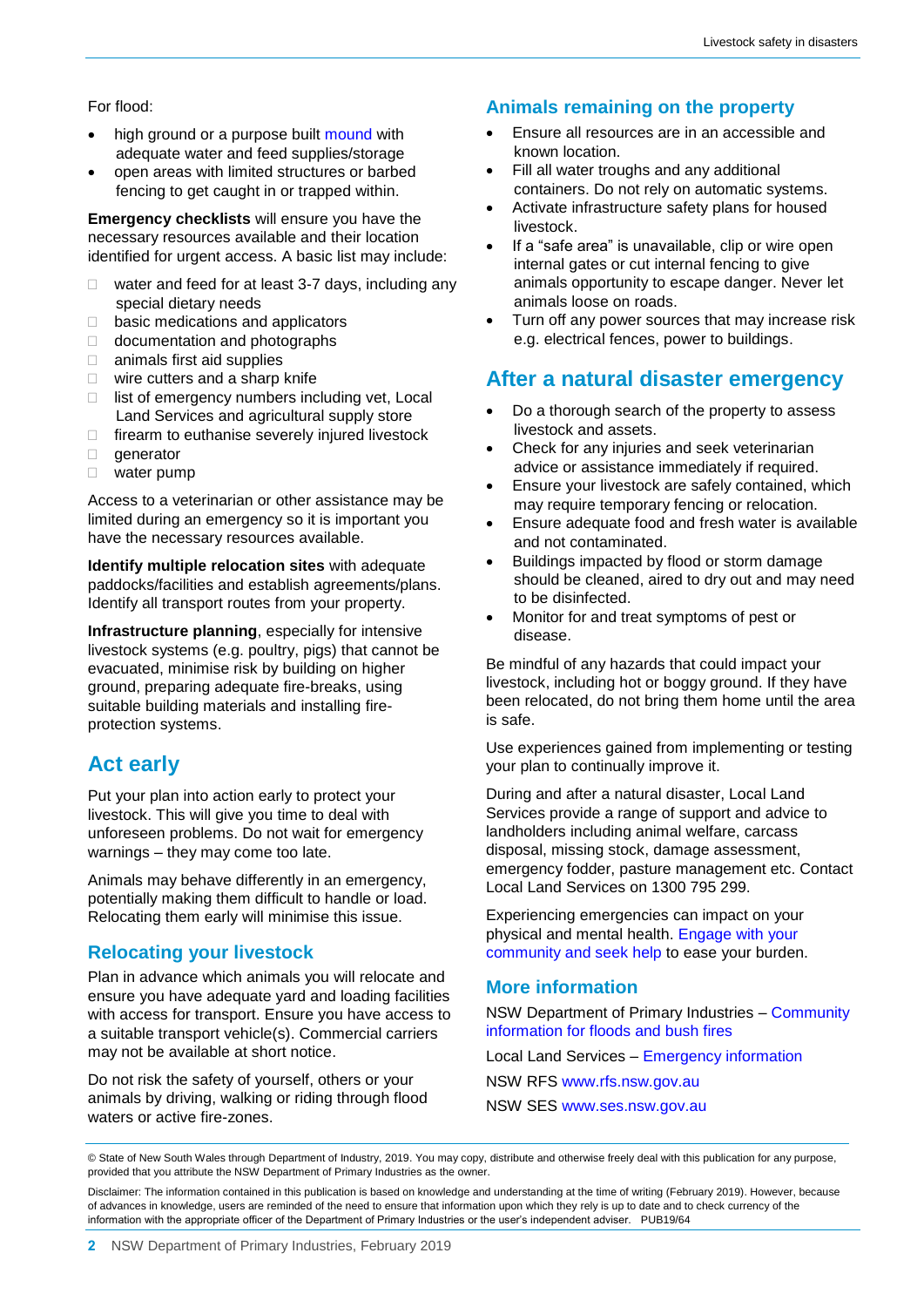For flood:

- high ground or a purpose built mound with adequate water and feed supplies/storage
- open areas with limited structures or barbed fencing to get caught in or trapped within.

**Emergency checklists** will ensure you have the necessary resources available and their location identified for urgent access. A basic list may include:

- water and feed for at least 3-7 days, including any special dietary needs
- basic medications and applicators
- documentation and photographs
- animals first aid supplies
- wire cutters and a sharp knife
- list of emergency numbers including vet, Local Land Services and agricultural supply store
- firearm to euthanise severely injured livestock
- generator
- water pump

Access to a veterinarian or other assistance may be limited during an emergency so it is important you have the necessary resources available.

**Identify multiple relocation sites** with adequate paddocks/facilities and establish agreements/plans. Identify all transport routes from your property.

**Infrastructure planning**, especially for intensive livestock systems (e.g. poultry, pigs) that cannot be evacuated, minimise risk by building on higher ground, preparing adequate fire-breaks, using suitable building materials and installing fire-protection systems.

## Act early

Put your plan into action early to protect your livestock. This will give you time to deal with unforeseen problems. Do not wait for emergency warnings – they may come too late.

Animals may behave differently in an emergency, potentially making them difficult to handle or load. Relocating them early will minimise this issue.

### Relocating your livestock

Plan in advance which animals you will relocate and ensure you have adequate yard and loading facilities with access for transport. Ensure you have access to a suitable transport vehicle(s). Commercial carriers may not be available at short notice.

Do not risk the safety of yourself, others or your animals by driving, walking or riding through flood waters or active fire-zones.

### Animals remaining on the property

- Ensure all resources are in an accessible and known location.
- Fill all water troughs and any additional containers. Do not rely on automatic systems.
- Activate infrastructure safety plans for housed livestock.
- If a "safe area" is unavailable, clip or wire open internal gates or cut internal fencing to give animals opportunity to escape danger. Never let animals loose on roads.
- Turn off any power sources that may increase risk e.g. electrical fences, power to buildings.

## After a natural disaster emergency

- Do a thorough search of the property to assess livestock and assets.
- Check for any injuries and seek veterinarian advice or assistance immediately if required.
- Ensure your livestock are safely contained, which may require temporary fencing or relocation.
- Ensure adequate food and fresh water is available and not contaminated.
- Buildings impacted by flood or storm damage should be cleaned, aired to dry out and may need to be disinfected.
- Monitor for and treat symptoms of pest or disease.

Be mindful of any hazards that could impact your livestock, including hot or boggy ground. If they have been relocated, do not bring them home until the area is safe.

Use experiences gained from implementing or testing your plan to continually improve it.

During and after a natural disaster, Local Land Services provide a range of support and advice to landholders including animal welfare, carcass disposal, missing stock, damage assessment, emergency fodder, pasture management etc. Contact Local Land Services on 1300 795 299.

Experiencing emergencies can impact on your physical and mental health. Engage with your community and seek help to ease your burden.

### More information

NSW Department of Primary Industries – Community information for floods and bush fires

Local Land Services – Emergency information

NSW RFS www.rfs.nsw.gov.au

NSW SES www.ses.nsw.gov.au

© State of New South Wales through Department of Industry, 2019. You may copy, distribute and otherwise freely deal with this publication for any purpose, provided that you attribute the NSW Department of Primary Industries as the owner.

Disclaimer: The information contained in this publication is based on knowledge and understanding at the time of writing (February 2019). However, because of advances in knowledge, users are reminded of the need to ensure that information upon which they rely is up to date and to check currency of the information with the appropriate officer of the Department of Primary Industries or the user's independent adviser. PUB19/64